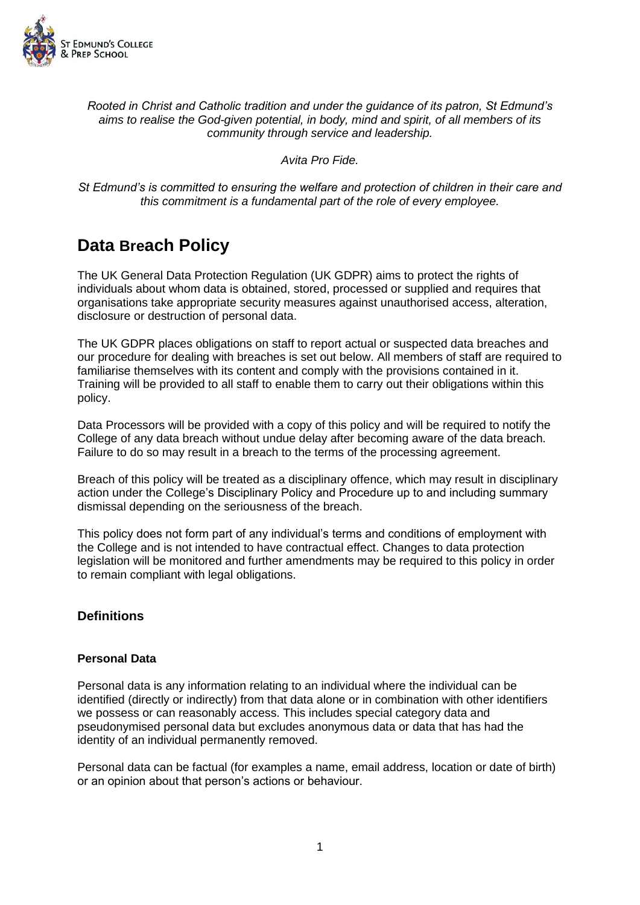ST EDMUND'S COLLEGE & PREP SCHOOL

*Rooted in Christ and Catholic tradition and under the guidance of its patron, St Edmund's aims to realise the God-given potential, in body, mind and spirit, of all members of its community through service and leadership.*

*Avita Pro Fide.*

*St Edmund's is committed to ensuring the welfare and protection of children in their care and this commitment is a fundamental part of the role of every employee.*

# Data Breach Policy

The UK General Data Protection Regulation (UK GDPR) aims to protect the rights of individuals about whom data is obtained, stored, processed or supplied and requires that organisations take appropriate security measures against unauthorised access, alteration, disclosure or destruction of personal data.

The UK GDPR places obligations on staff to report actual or suspected data breaches and our procedure for dealing with breaches is set out below. All members of staff are required to familiarise themselves with its content and comply with the provisions contained in it. Training will be provided to all staff to enable them to carry out their obligations within this policy.

Data Processors will be provided with a copy of this policy and will be required to notify the College of any data breach without undue delay after becoming aware of the data breach. Failure to do so may result in a breach to the terms of the processing agreement.

Breach of this policy will be treated as a disciplinary offence, which may result in disciplinary action under the College's Disciplinary Policy and Procedure up to and including summary dismissal depending on the seriousness of the breach.

This policy does not form part of any individual's terms and conditions of employment with the College and is not intended to have contractual effect. Changes to data protection legislation will be monitored and further amendments may be required to this policy in order to remain compliant with legal obligations.

## Definitions

### Personal Data

Personal data is any information relating to an individual where the individual can be identified (directly or indirectly) from that data alone or in combination with other identifiers we possess or can reasonably access. This includes special category data and pseudonymised personal data but excludes anonymous data or data that has had the identity of an individual permanently removed.

Personal data can be factual (for examples a name, email address, location or date of birth) or an opinion about that person's actions or behaviour.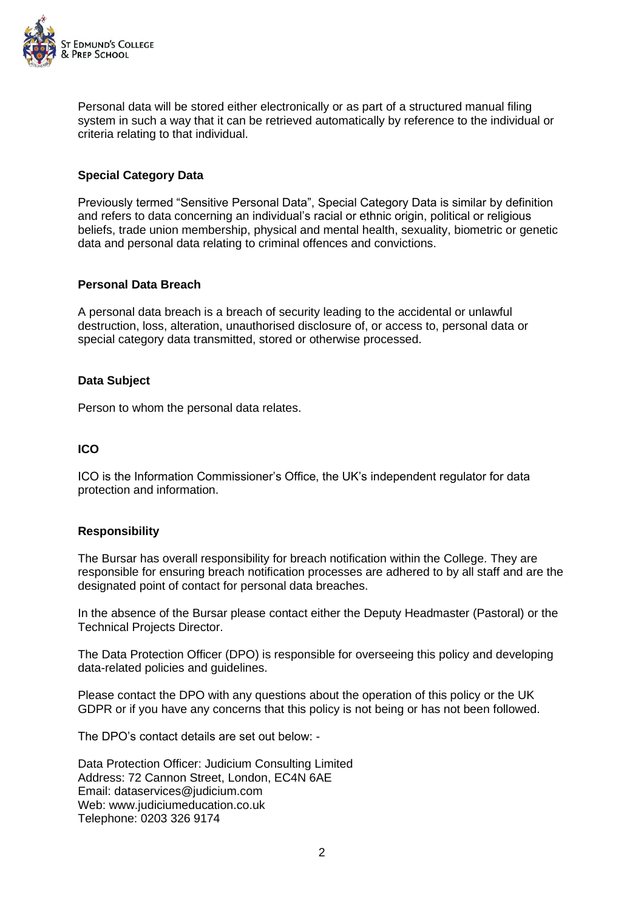Personal data will be stored either electronically or as part of a structured manual filing system in such a way that it can be retrieved automatically by reference to the individual or criteria relating to that individual.

### Special Category Data

Previously termed "Sensitive Personal Data", Special Category Data is similar by definition and refers to data concerning an individual's racial or ethnic origin, political or religious beliefs, trade union membership, physical and mental health, sexuality, biometric or genetic data and personal data relating to criminal offences and convictions.

### Personal Data Breach

A personal data breach is a breach of security leading to the accidental or unlawful destruction, loss, alteration, unauthorised disclosure of, or access to, personal data or special category data transmitted, stored or otherwise processed.

### Data Subject

Person to whom the personal data relates.

### ICO

ICO is the Information Commissioner's Office, the UK's independent regulator for data protection and information.

### Responsibility

The Bursar has overall responsibility for breach notification within the College. They are responsible for ensuring breach notification processes are adhered to by all staff and are the designated point of contact for personal data breaches.

In the absence of the Bursar please contact either the Deputy Headmaster (Pastoral) or the Technical Projects Director.

The Data Protection Officer (DPO) is responsible for overseeing this policy and developing data-related policies and guidelines.

Please contact the DPO with any questions about the operation of this policy or the UK GDPR or if you have any concerns that this policy is not being or has not been followed.

The DPO's contact details are set out below: -

Data Protection Officer: Judicium Consulting Limited
Address: 72 Cannon Street, London, EC4N 6AE
Email: dataservices@judicium.com
Web: www.judiciumeducation.co.uk
Telephone: 0203 326 9174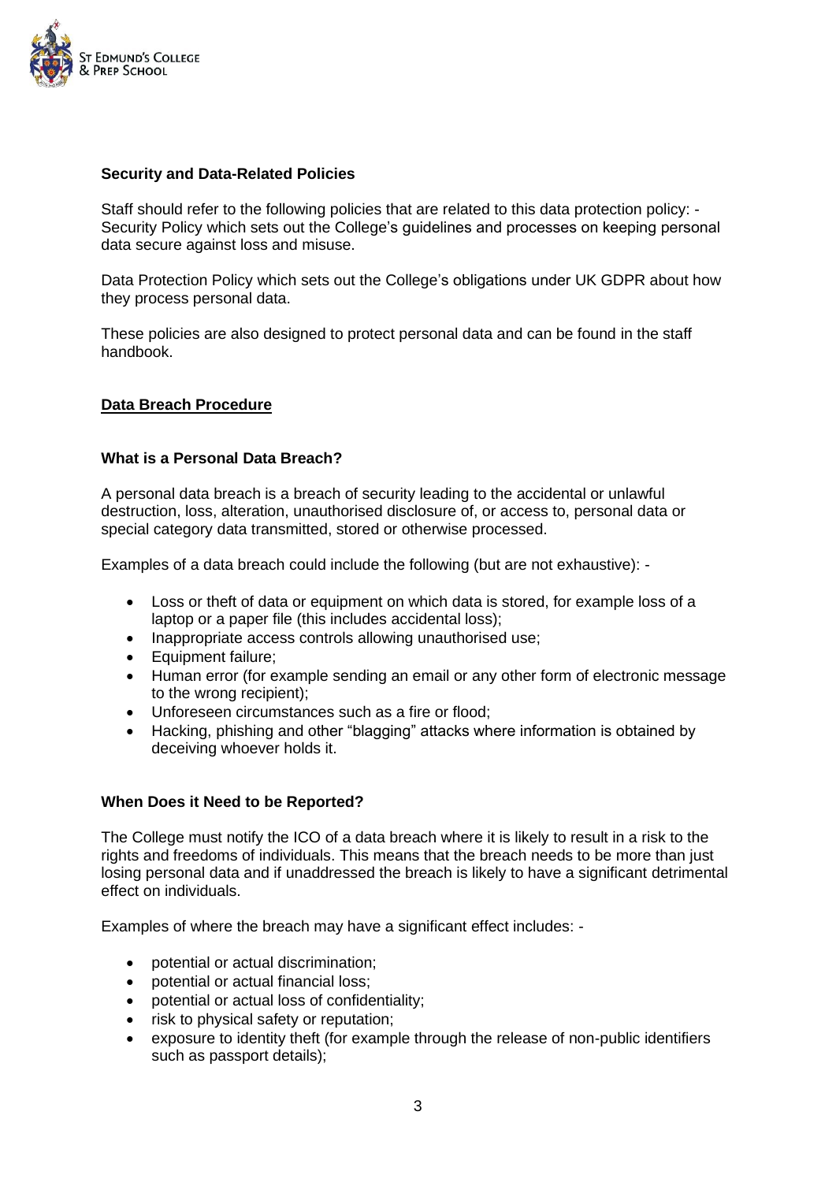**Security and Data-Related Policies**

Staff should refer to the following policies that are related to this data protection policy: - Security Policy which sets out the College's guidelines and processes on keeping personal data secure against loss and misuse.

Data Protection Policy which sets out the College's obligations under UK GDPR about how they process personal data.

These policies are also designed to protect personal data and can be found in the staff handbook.

## Data Breach Procedure

### What is a Personal Data Breach?

A personal data breach is a breach of security leading to the accidental or unlawful destruction, loss, alteration, unauthorised disclosure of, or access to, personal data or special category data transmitted, stored or otherwise processed.

Examples of a data breach could include the following (but are not exhaustive): -

- Loss or theft of data or equipment on which data is stored, for example loss of a laptop or a paper file (this includes accidental loss);
- Inappropriate access controls allowing unauthorised use;
- Equipment failure;
- Human error (for example sending an email or any other form of electronic message to the wrong recipient);
- Unforeseen circumstances such as a fire or flood;
- Hacking, phishing and other "blagging" attacks where information is obtained by deceiving whoever holds it.

### When Does it Need to be Reported?

The College must notify the ICO of a data breach where it is likely to result in a risk to the rights and freedoms of individuals. This means that the breach needs to be more than just losing personal data and if unaddressed the breach is likely to have a significant detrimental effect on individuals.

Examples of where the breach may have a significant effect includes: -

- potential or actual discrimination;
- potential or actual financial loss;
- potential or actual loss of confidentiality;
- risk to physical safety or reputation;
- exposure to identity theft (for example through the release of non-public identifiers such as passport details);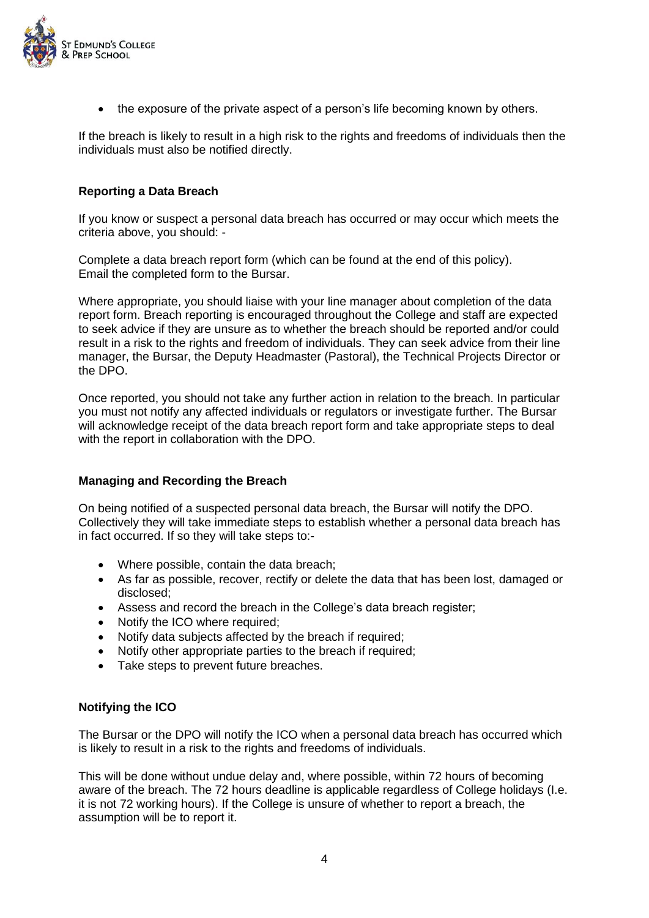- the exposure of the private aspect of a person's life becoming known by others.

If the breach is likely to result in a high risk to the rights and freedoms of individuals then the individuals must also be notified directly.

**Reporting a Data Breach**

If you know or suspect a personal data breach has occurred or may occur which meets the criteria above, you should: -

Complete a data breach report form (which can be found at the end of this policy).
Email the completed form to the Bursar.

Where appropriate, you should liaise with your line manager about completion of the data report form. Breach reporting is encouraged throughout the College and staff are expected to seek advice if they are unsure as to whether the breach should be reported and/or could result in a risk to the rights and freedom of individuals. They can seek advice from their line manager, the Bursar, the Deputy Headmaster (Pastoral), the Technical Projects Director or the DPO.

Once reported, you should not take any further action in relation to the breach. In particular you must not notify any affected individuals or regulators or investigate further. The Bursar will acknowledge receipt of the data breach report form and take appropriate steps to deal with the report in collaboration with the DPO.

**Managing and Recording the Breach**

On being notified of a suspected personal data breach, the Bursar will notify the DPO. Collectively they will take immediate steps to establish whether a personal data breach has in fact occurred. If so they will take steps to:-

- Where possible, contain the data breach;
- As far as possible, recover, rectify or delete the data that has been lost, damaged or disclosed;
- Assess and record the breach in the College's data breach register;
- Notify the ICO where required;
- Notify data subjects affected by the breach if required;
- Notify other appropriate parties to the breach if required;
- Take steps to prevent future breaches.

**Notifying the ICO**

The Bursar or the DPO will notify the ICO when a personal data breach has occurred which is likely to result in a risk to the rights and freedoms of individuals.

This will be done without undue delay and, where possible, within 72 hours of becoming aware of the breach. The 72 hours deadline is applicable regardless of College holidays (I.e. it is not 72 working hours). If the College is unsure of whether to report a breach, the assumption will be to report it.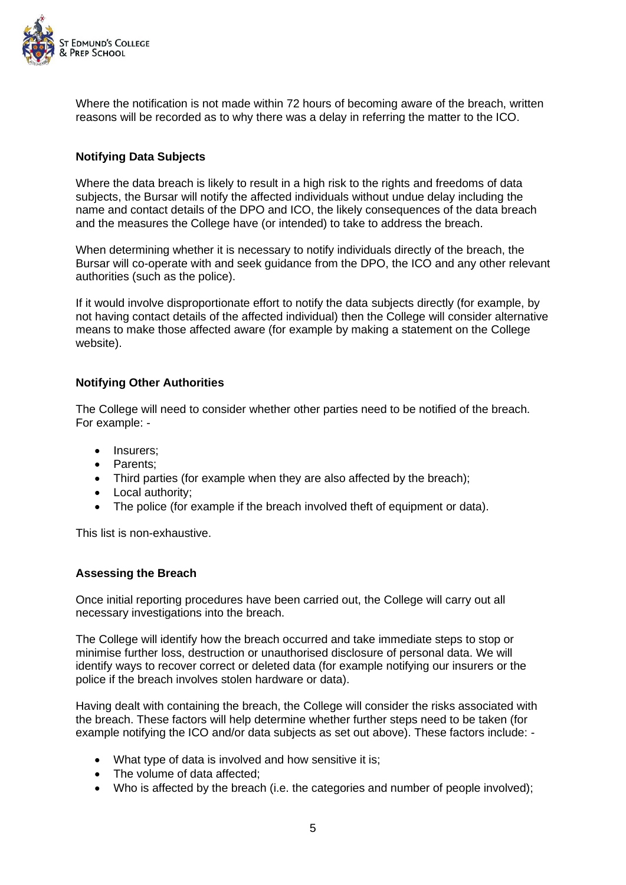Where the notification is not made within 72 hours of becoming aware of the breach, written reasons will be recorded as to why there was a delay in referring the matter to the ICO.

**Notifying Data Subjects**

Where the data breach is likely to result in a high risk to the rights and freedoms of data subjects, the Bursar will notify the affected individuals without undue delay including the name and contact details of the DPO and ICO, the likely consequences of the data breach and the measures the College have (or intended) to take to address the breach.

When determining whether it is necessary to notify individuals directly of the breach, the Bursar will co-operate with and seek guidance from the DPO, the ICO and any other relevant authorities (such as the police).

If it would involve disproportionate effort to notify the data subjects directly (for example, by not having contact details of the affected individual) then the College will consider alternative means to make those affected aware (for example by making a statement on the College website).

**Notifying Other Authorities**

The College will need to consider whether other parties need to be notified of the breach. For example: -

- Insurers;
- Parents;
- Third parties (for example when they are also affected by the breach);
- Local authority;
- The police (for example if the breach involved theft of equipment or data).

This list is non-exhaustive.

**Assessing the Breach**

Once initial reporting procedures have been carried out, the College will carry out all necessary investigations into the breach.

The College will identify how the breach occurred and take immediate steps to stop or minimise further loss, destruction or unauthorised disclosure of personal data. We will identify ways to recover correct or deleted data (for example notifying our insurers or the police if the breach involves stolen hardware or data).

Having dealt with containing the breach, the College will consider the risks associated with the breach. These factors will help determine whether further steps need to be taken (for example notifying the ICO and/or data subjects as set out above). These factors include: -

- What type of data is involved and how sensitive it is;
- The volume of data affected;
- Who is affected by the breach (i.e. the categories and number of people involved);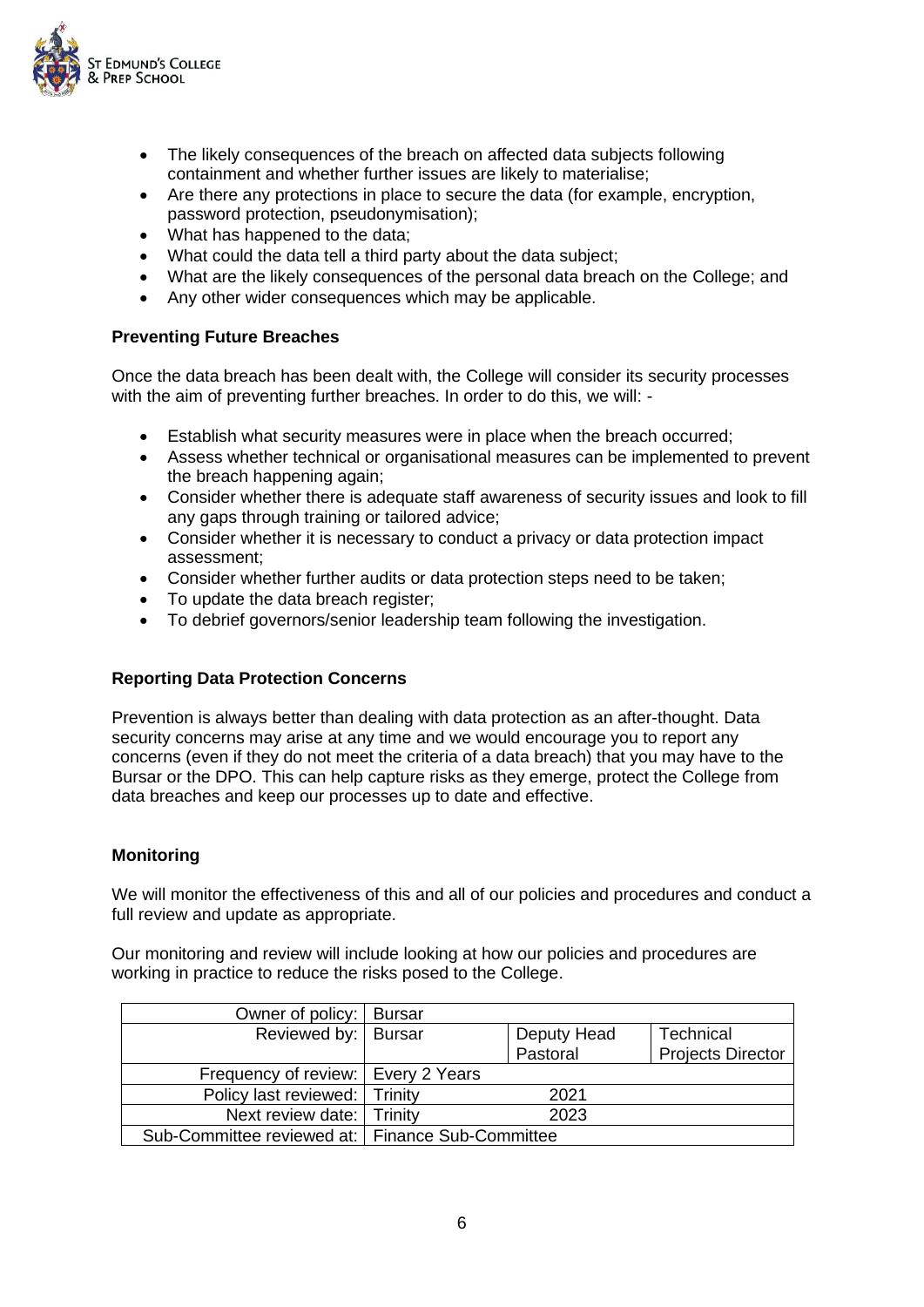- The likely consequences of the breach on affected data subjects following containment and whether further issues are likely to materialise;
- Are there any protections in place to secure the data (for example, encryption, password protection, pseudonymisation);
- What has happened to the data;
- What could the data tell a third party about the data subject;
- What are the likely consequences of the personal data breach on the College; and
- Any other wider consequences which may be applicable.

**Preventing Future Breaches**

Once the data breach has been dealt with, the College will consider its security processes with the aim of preventing further breaches. In order to do this, we will: -

- Establish what security measures were in place when the breach occurred;
- Assess whether technical or organisational measures can be implemented to prevent the breach happening again;
- Consider whether there is adequate staff awareness of security issues and look to fill any gaps through training or tailored advice;
- Consider whether it is necessary to conduct a privacy or data protection impact assessment;
- Consider whether further audits or data protection steps need to be taken;
- To update the data breach register;
- To debrief governors/senior leadership team following the investigation.

**Reporting Data Protection Concerns**

Prevention is always better than dealing with data protection as an after-thought. Data security concerns may arise at any time and we would encourage you to report any concerns (even if they do not meet the criteria of a data breach) that you may have to the Bursar or the DPO. This can help capture risks as they emerge, protect the College from data breaches and keep our processes up to date and effective.

**Monitoring**

We will monitor the effectiveness of this and all of our policies and procedures and conduct a full review and update as appropriate.

Our monitoring and review will include looking at how our policies and procedures are working in practice to reduce the risks posed to the College.

| Owner of policy: | Bursar | | |
|---|---|---|---|
| Reviewed by: | Bursar | Deputy Head Pastoral | Technical Projects Director |
| Frequency of review: | Every 2 Years | | |
| Policy last reviewed: | Trinity | 2021 | |
| Next review date: | Trinity | 2023 | |
| Sub-Committee reviewed at: | Finance Sub-Committee | | |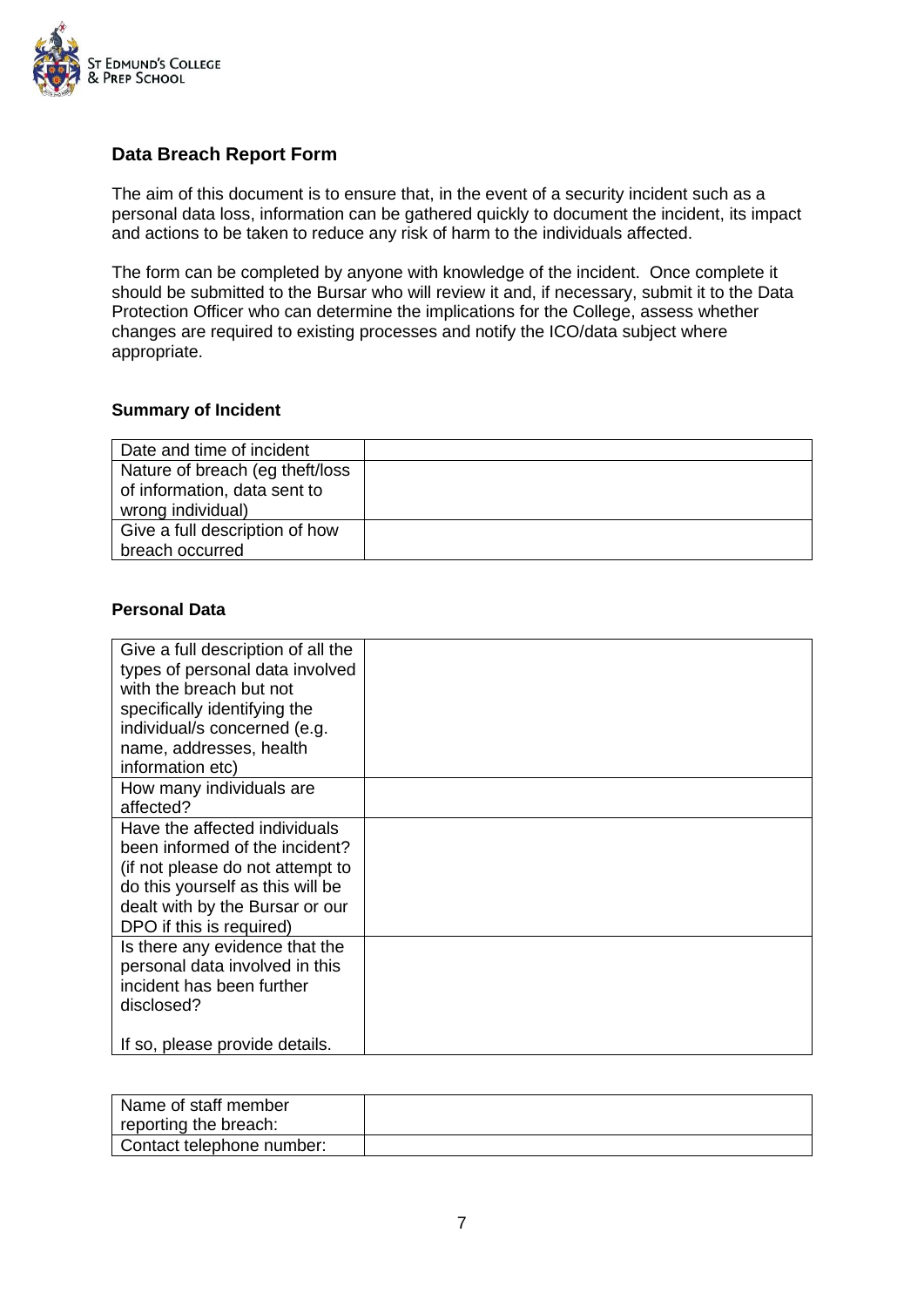## Data Breach Report Form

The aim of this document is to ensure that, in the event of a security incident such as a personal data loss, information can be gathered quickly to document the incident, its impact and actions to be taken to reduce any risk of harm to the individuals affected.

The form can be completed by anyone with knowledge of the incident. Once complete it should be submitted to the Bursar who will review it and, if necessary, submit it to the Data Protection Officer who can determine the implications for the College, assess whether changes are required to existing processes and notify the ICO/data subject where appropriate.

### Summary of Incident

| | |
|---|---|
| Date and time of incident | |
| Nature of breach (eg theft/loss of information, data sent to wrong individual) | |
| Give a full description of how breach occurred | |

### Personal Data

| | |
|---|---|
| Give a full description of all the types of personal data involved with the breach but not specifically identifying the individual/s concerned (e.g. name, addresses, health information etc) | |
| How many individuals are affected? | |
| Have the affected individuals been informed of the incident? (if not please do not attempt to do this yourself as this will be dealt with by the Bursar or our DPO if this is required) | |
| Is there any evidence that the personal data involved in this incident has been further disclosed?<br><br>If so, please provide details. | |

| | |
|---|---|
| Name of staff member reporting the breach: | |
| Contact telephone number: | |